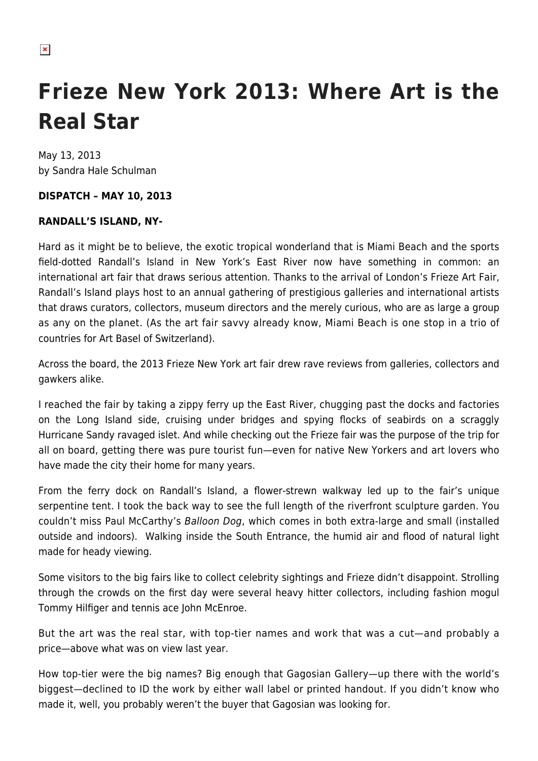# Frieze New York 2013: Where Art is the Real Star

May 13, 2013
by Sandra Hale Schulman

**DISPATCH – MAY 10, 2013**

**RANDALL'S ISLAND, NY-**

Hard as it might be to believe, the exotic tropical wonderland that is Miami Beach and the sports field-dotted Randall's Island in New York's East River now have something in common: an international art fair that draws serious attention. Thanks to the arrival of London's Frieze Art Fair, Randall's Island plays host to an annual gathering of prestigious galleries and international artists that draws curators, collectors, museum directors and the merely curious, who are as large a group as any on the planet. (As the art fair savvy already know, Miami Beach is one stop in a trio of countries for Art Basel of Switzerland).

Across the board, the 2013 Frieze New York art fair drew rave reviews from galleries, collectors and gawkers alike.

I reached the fair by taking a zippy ferry up the East River, chugging past the docks and factories on the Long Island side, cruising under bridges and spying flocks of seabirds on a scraggly Hurricane Sandy ravaged islet. And while checking out the Frieze fair was the purpose of the trip for all on board, getting there was pure tourist fun—even for native New Yorkers and art lovers who have made the city their home for many years.

From the ferry dock on Randall's Island, a flower-strewn walkway led up to the fair's unique serpentine tent. I took the back way to see the full length of the riverfront sculpture garden. You couldn't miss Paul McCarthy's *Balloon Dog*, which comes in both extra-large and small (installed outside and indoors). Walking inside the South Entrance, the humid air and flood of natural light made for heady viewing.

Some visitors to the big fairs like to collect celebrity sightings and Frieze didn't disappoint. Strolling through the crowds on the first day were several heavy hitter collectors, including fashion mogul Tommy Hilfiger and tennis ace John McEnroe.

But the art was the real star, with top-tier names and work that was a cut—and probably a price—above what was on view last year.

How top-tier were the big names? Big enough that Gagosian Gallery—up there with the world's biggest—declined to ID the work by either wall label or printed handout. If you didn't know who made it, well, you probably weren't the buyer that Gagosian was looking for.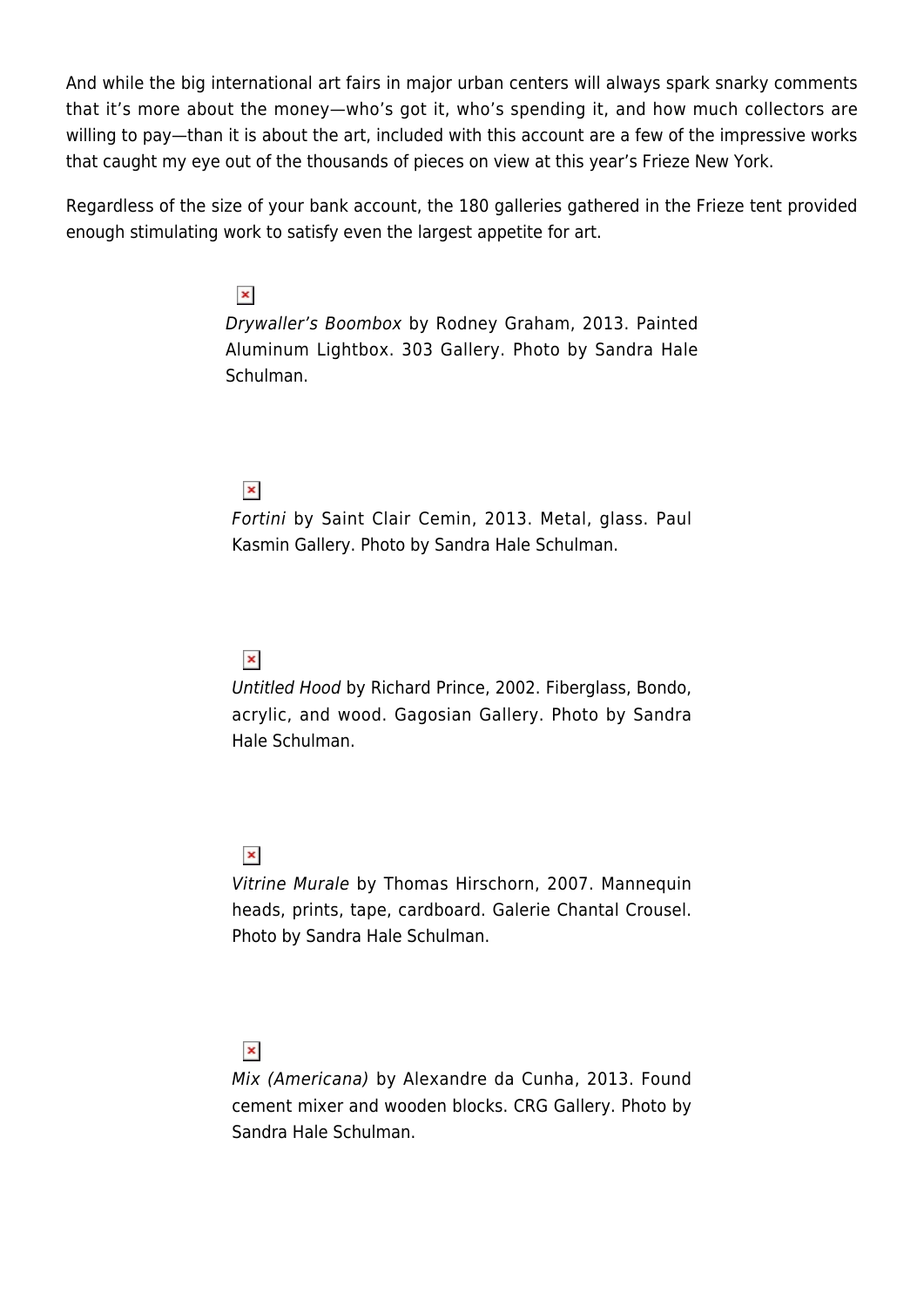And while the big international art fairs in major urban centers will always spark snarky comments that it's more about the money—who's got it, who's spending it, and how much collectors are willing to pay—than it is about the art, included with this account are a few of the impressive works that caught my eye out of the thousands of pieces on view at this year's Frieze New York.

Regardless of the size of your bank account, the 180 galleries gathered in the Frieze tent provided enough stimulating work to satisfy even the largest appetite for art.

*Drywaller's Boombox* by Rodney Graham, 2013. Painted Aluminum Lightbox. 303 Gallery. Photo by Sandra Hale Schulman.

*Fortini* by Saint Clair Cemin, 2013. Metal, glass. Paul Kasmin Gallery. Photo by Sandra Hale Schulman.

*Untitled Hood* by Richard Prince, 2002. Fiberglass, Bondo, acrylic, and wood. Gagosian Gallery. Photo by Sandra Hale Schulman.

*Vitrine Murale* by Thomas Hirschorn, 2007. Mannequin heads, prints, tape, cardboard. Galerie Chantal Crousel. Photo by Sandra Hale Schulman.

*Mix (Americana)* by Alexandre da Cunha, 2013. Found cement mixer and wooden blocks. CRG Gallery. Photo by Sandra Hale Schulman.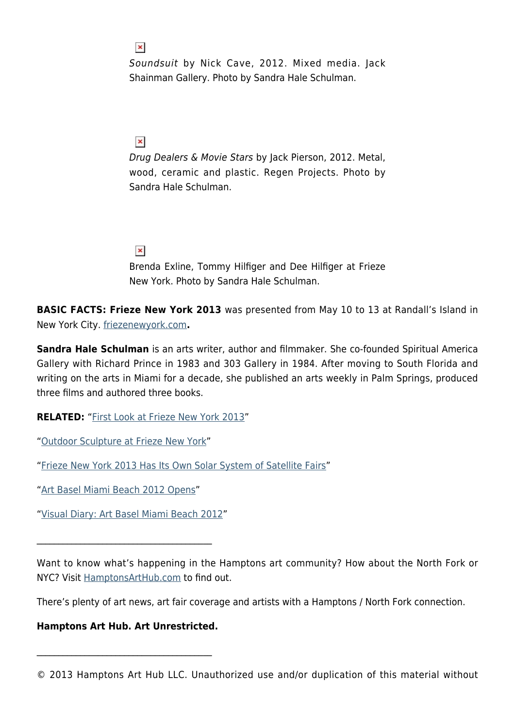*Soundsuit* by Nick Cave, 2012. Mixed media. Jack Shainman Gallery. Photo by Sandra Hale Schulman.

*Drug Dealers & Movie Stars* by Jack Pierson, 2012. Metal, wood, ceramic and plastic. Regen Projects. Photo by Sandra Hale Schulman.

Brenda Exline, Tommy Hilfiger and Dee Hilfiger at Frieze New York. Photo by Sandra Hale Schulman.

**BASIC FACTS: Frieze New York 2013** was presented from May 10 to 13 at Randall's Island in New York City. friezenewyork.com**.**

**Sandra Hale Schulman** is an arts writer, author and filmmaker. She co-founded Spiritual America Gallery with Richard Prince in 1983 and 303 Gallery in 1984. After moving to South Florida and writing on the arts in Miami for a decade, she published an arts weekly in Palm Springs, produced three films and authored three books.

**RELATED:** "First Look at Frieze New York 2013"

"Outdoor Sculpture at Frieze New York"

"Frieze New York 2013 Has Its Own Solar System of Satellite Fairs"

"Art Basel Miami Beach 2012 Opens"

"Visual Diary: Art Basel Miami Beach 2012"

---

Want to know what's happening in the Hamptons art community? How about the North Fork or NYC? Visit HamptonsArtHub.com to find out.

There's plenty of art news, art fair coverage and artists with a Hamptons / North Fork connection.

**Hamptons Art Hub. Art Unrestricted.**

---

© 2013 Hamptons Art Hub LLC. Unauthorized use and/or duplication of this material without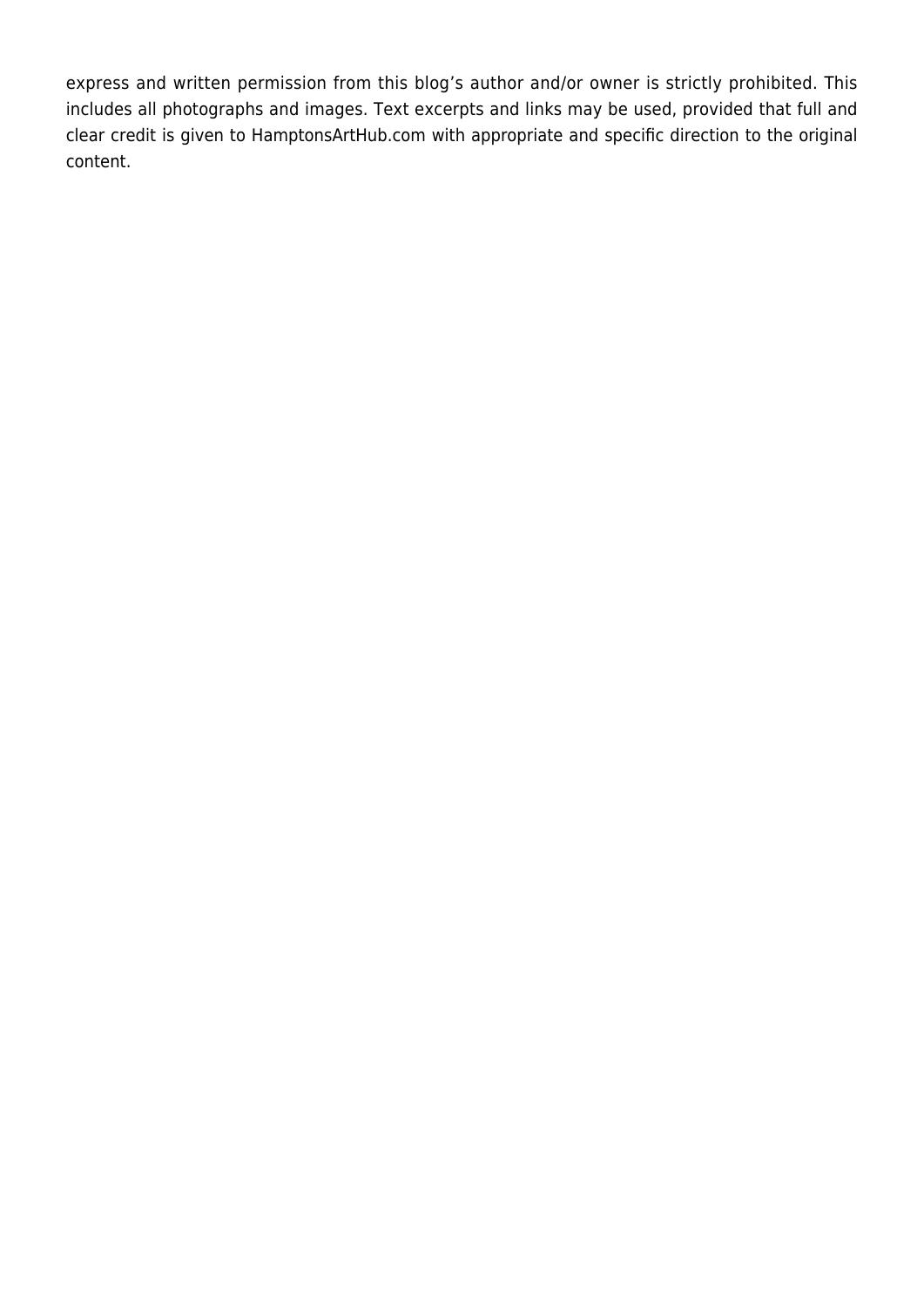express and written permission from this blog’s author and/or owner is strictly prohibited. This includes all photographs and images. Text excerpts and links may be used, provided that full and clear credit is given to HamptonsArtHub.com with appropriate and specific direction to the original content.